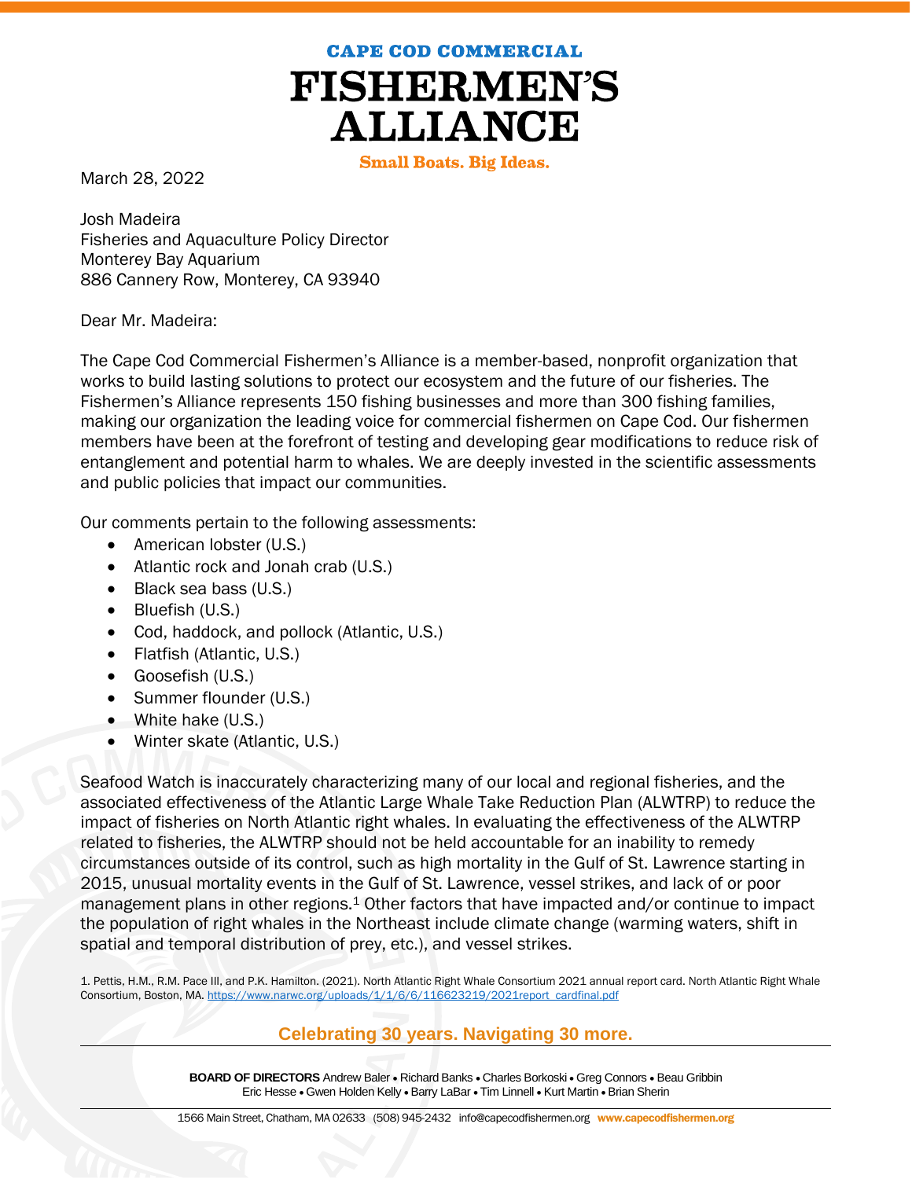# CAPE COD COMMERCIAL FISHERMEN'S ALLIANCE

**Small Boats. Big Ideas.**

March 28, 2022

Josh Madeira
Fisheries and Aquaculture Policy Director
Monterey Bay Aquarium
886 Cannery Row, Monterey, CA 93940

Dear Mr. Madeira:

The Cape Cod Commercial Fishermen's Alliance is a member-based, nonprofit organization that works to build lasting solutions to protect our ecosystem and the future of our fisheries. The Fishermen's Alliance represents 150 fishing businesses and more than 300 fishing families, making our organization the leading voice for commercial fishermen on Cape Cod. Our fishermen members have been at the forefront of testing and developing gear modifications to reduce risk of entanglement and potential harm to whales. We are deeply invested in the scientific assessments and public policies that impact our communities.

Our comments pertain to the following assessments:

- American lobster (U.S.)
- Atlantic rock and Jonah crab (U.S.)
- Black sea bass (U.S.)
- Bluefish (U.S.)
- Cod, haddock, and pollock (Atlantic, U.S.)
- Flatfish (Atlantic, U.S.)
- Goosefish (U.S.)
- Summer flounder (U.S.)
- White hake (U.S.)
- Winter skate (Atlantic, U.S.)

Seafood Watch is inaccurately characterizing many of our local and regional fisheries, and the associated effectiveness of the Atlantic Large Whale Take Reduction Plan (ALWTRP) to reduce the impact of fisheries on North Atlantic right whales. In evaluating the effectiveness of the ALWTRP related to fisheries, the ALWTRP should not be held accountable for an inability to remedy circumstances outside of its control, such as high mortality in the Gulf of St. Lawrence starting in 2015, unusual mortality events in the Gulf of St. Lawrence, vessel strikes, and lack of or poor management plans in other regions.[1] Other factors that have impacted and/or continue to impact the population of right whales in the Northeast include climate change (warming waters, shift in spatial and temporal distribution of prey, etc.), and vessel strikes.

1. Pettis, H.M., R.M. Pace III, and P.K. Hamilton. (2021). North Atlantic Right Whale Consortium 2021 annual report card. North Atlantic Right Whale Consortium, Boston, MA. https://www.narwc.org/uploads/1/1/6/6/116623219/2021report_cardfinal.pdf

**Celebrating 30 years. Navigating 30 more.**

**BOARD OF DIRECTORS** Andrew Baler • Richard Banks • Charles Borkoski • Greg Connors • Beau Gribbin
Eric Hesse • Gwen Holden Kelly • Barry LaBar • Tim Linnell • Kurt Martin • Brian Sherin

1566 Main Street, Chatham, MA 02633 (508) 945-2432 info@capecodfishermen.org **www.capecodfishermen.org**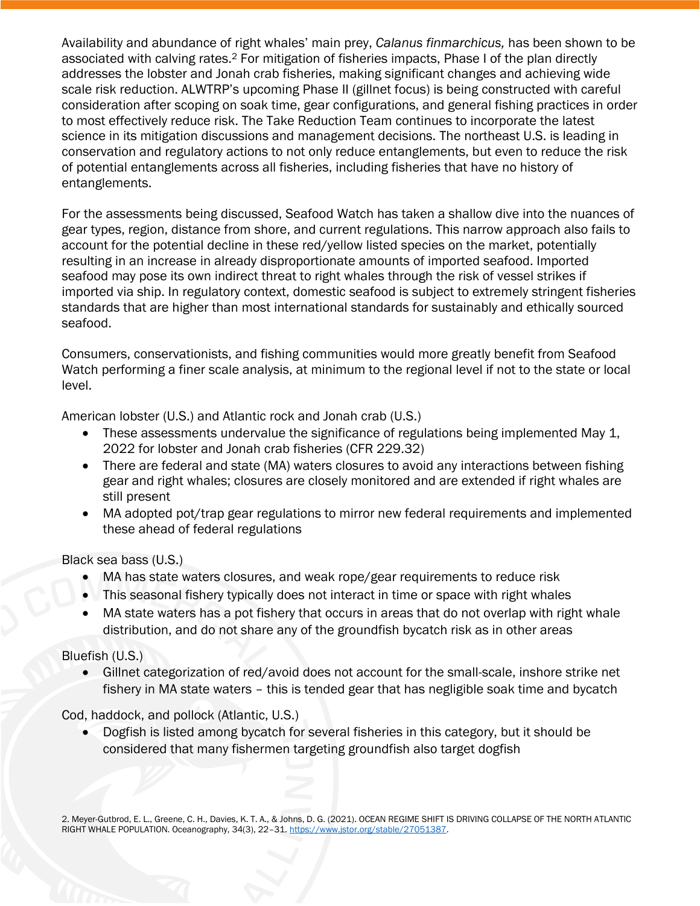Availability and abundance of right whales' main prey, *Calanus finmarchicus,* has been shown to be associated with calving rates.[2] For mitigation of fisheries impacts, Phase I of the plan directly addresses the lobster and Jonah crab fisheries, making significant changes and achieving wide scale risk reduction. ALWTRP's upcoming Phase II (gillnet focus) is being constructed with careful consideration after scoping on soak time, gear configurations, and general fishing practices in order to most effectively reduce risk. The Take Reduction Team continues to incorporate the latest science in its mitigation discussions and management decisions. The northeast U.S. is leading in conservation and regulatory actions to not only reduce entanglements, but even to reduce the risk of potential entanglements across all fisheries, including fisheries that have no history of entanglements.

For the assessments being discussed, Seafood Watch has taken a shallow dive into the nuances of gear types, region, distance from shore, and current regulations. This narrow approach also fails to account for the potential decline in these red/yellow listed species on the market, potentially resulting in an increase in already disproportionate amounts of imported seafood. Imported seafood may pose its own indirect threat to right whales through the risk of vessel strikes if imported via ship. In regulatory context, domestic seafood is subject to extremely stringent fisheries standards that are higher than most international standards for sustainably and ethically sourced seafood.

Consumers, conservationists, and fishing communities would more greatly benefit from Seafood Watch performing a finer scale analysis, at minimum to the regional level if not to the state or local level.

American lobster (U.S.) and Atlantic rock and Jonah crab (U.S.)

- These assessments undervalue the significance of regulations being implemented May 1, 2022 for lobster and Jonah crab fisheries (CFR 229.32)
- There are federal and state (MA) waters closures to avoid any interactions between fishing gear and right whales; closures are closely monitored and are extended if right whales are still present
- MA adopted pot/trap gear regulations to mirror new federal requirements and implemented these ahead of federal regulations

Black sea bass (U.S.)

- MA has state waters closures, and weak rope/gear requirements to reduce risk
- This seasonal fishery typically does not interact in time or space with right whales
- MA state waters has a pot fishery that occurs in areas that do not overlap with right whale distribution, and do not share any of the groundfish bycatch risk as in other areas

Bluefish (U.S.)

- Gillnet categorization of red/avoid does not account for the small-scale, inshore strike net fishery in MA state waters – this is tended gear that has negligible soak time and bycatch

Cod, haddock, and pollock (Atlantic, U.S.)

- Dogfish is listed among bycatch for several fisheries in this category, but it should be considered that many fishermen targeting groundfish also target dogfish

2. Meyer-Gutbrod, E. L., Greene, C. H., Davies, K. T. A., & Johns, D. G. (2021). OCEAN REGIME SHIFT IS DRIVING COLLAPSE OF THE NORTH ATLANTIC RIGHT WHALE POPULATION. Oceanography, 34(3), 22–31. https://www.jstor.org/stable/27051387.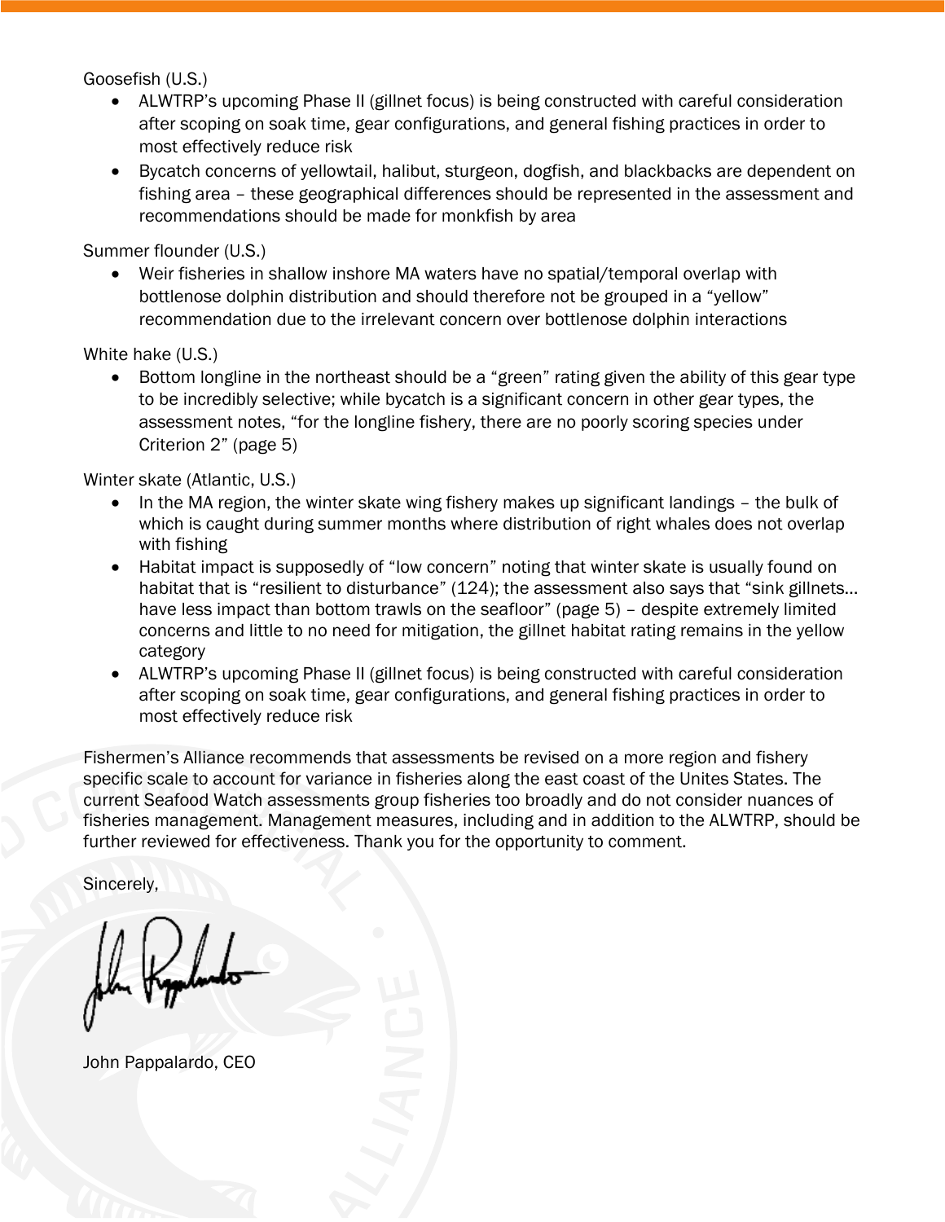Goosefish (U.S.)

- ALWTRP's upcoming Phase II (gillnet focus) is being constructed with careful consideration after scoping on soak time, gear configurations, and general fishing practices in order to most effectively reduce risk
- Bycatch concerns of yellowtail, halibut, sturgeon, dogfish, and blackbacks are dependent on fishing area – these geographical differences should be represented in the assessment and recommendations should be made for monkfish by area

Summer flounder (U.S.)

- Weir fisheries in shallow inshore MA waters have no spatial/temporal overlap with bottlenose dolphin distribution and should therefore not be grouped in a "yellow" recommendation due to the irrelevant concern over bottlenose dolphin interactions

White hake (U.S.)

- Bottom longline in the northeast should be a "green" rating given the ability of this gear type to be incredibly selective; while bycatch is a significant concern in other gear types, the assessment notes, "for the longline fishery, there are no poorly scoring species under Criterion 2" (page 5)

Winter skate (Atlantic, U.S.)

- In the MA region, the winter skate wing fishery makes up significant landings – the bulk of which is caught during summer months where distribution of right whales does not overlap with fishing
- Habitat impact is supposedly of "low concern" noting that winter skate is usually found on habitat that is "resilient to disturbance" (124); the assessment also says that "sink gillnets… have less impact than bottom trawls on the seafloor" (page 5) – despite extremely limited concerns and little to no need for mitigation, the gillnet habitat rating remains in the yellow category
- ALWTRP's upcoming Phase II (gillnet focus) is being constructed with careful consideration after scoping on soak time, gear configurations, and general fishing practices in order to most effectively reduce risk

Fishermen's Alliance recommends that assessments be revised on a more region and fishery specific scale to account for variance in fisheries along the east coast of the Unites States. The current Seafood Watch assessments group fisheries too broadly and do not consider nuances of fisheries management. Management measures, including and in addition to the ALWTRP, should be further reviewed for effectiveness. Thank you for the opportunity to comment.

Sincerely,

John Pappalardo, CEO